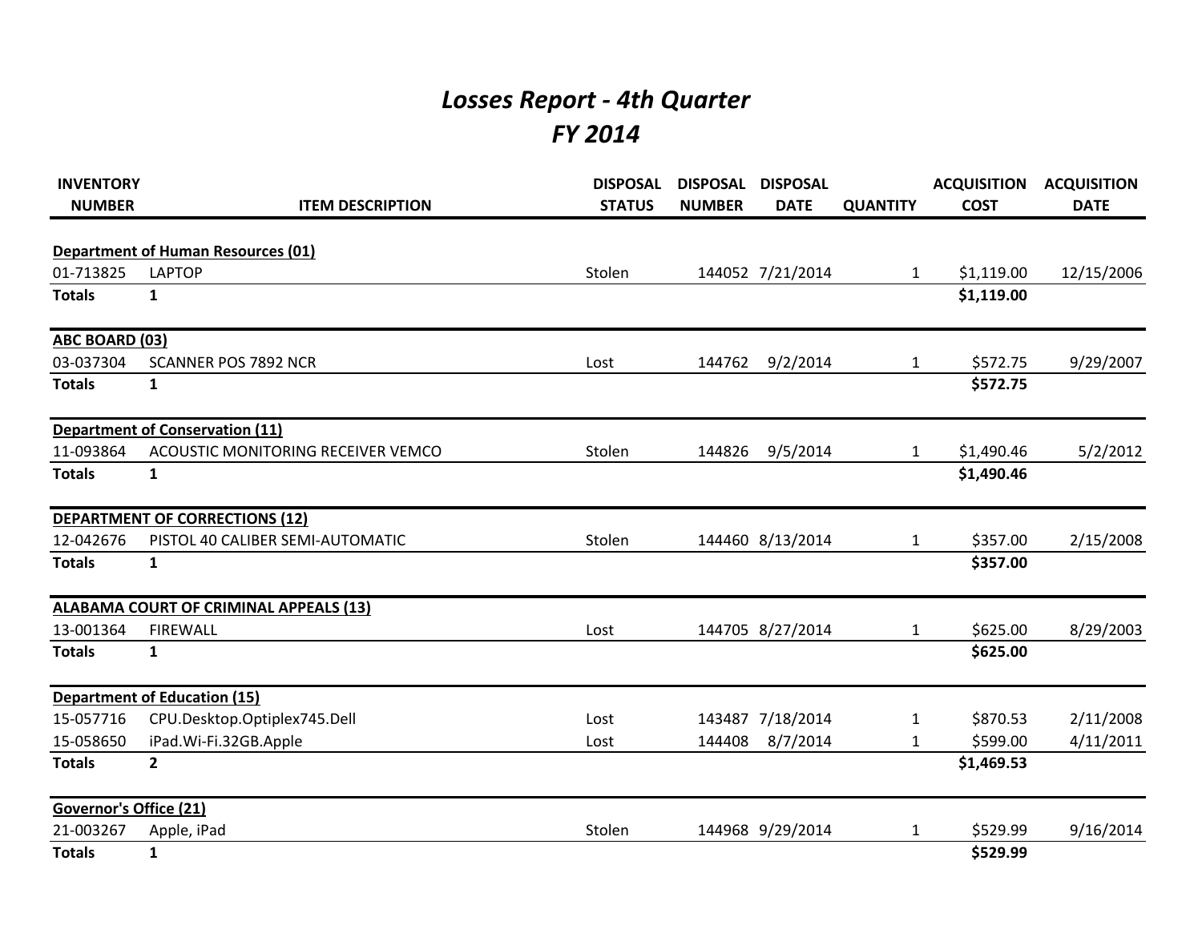# *Losses Report - 4th Quarter*
# *FY 2014*

| INVENTORY NUMBER | ITEM DESCRIPTION | DISPOSAL STATUS | DISPOSAL NUMBER | DISPOSAL DATE | QUANTITY | ACQUISITION COST | ACQUISITION DATE |
|---|---|---|---|---|---|---|---|
| **Department of Human Resources (01)** | | | | | | | |
| 01-713825 | LAPTOP | Stolen | 144052 | 7/21/2014 | 1 | $1,119.00 | 12/15/2006 |
| **Totals** | **1** | | | | | **$1,119.00** | |
| **ABC BOARD (03)** | | | | | | | |
| 03-037304 | SCANNER POS 7892 NCR | Lost | 144762 | 9/2/2014 | 1 | $572.75 | 9/29/2007 |
| **Totals** | **1** | | | | | **$572.75** | |
| **Department of Conservation (11)** | | | | | | | |
| 11-093864 | ACOUSTIC MONITORING RECEIVER VEMCO | Stolen | 144826 | 9/5/2014 | 1 | $1,490.46 | 5/2/2012 |
| **Totals** | **1** | | | | | **$1,490.46** | |
| **DEPARTMENT OF CORRECTIONS (12)** | | | | | | | |
| 12-042676 | PISTOL 40 CALIBER SEMI-AUTOMATIC | Stolen | 144460 | 8/13/2014 | 1 | $357.00 | 2/15/2008 |
| **Totals** | **1** | | | | | **$357.00** | |
| **ALABAMA COURT OF CRIMINAL APPEALS (13)** | | | | | | | |
| 13-001364 | FIREWALL | Lost | 144705 | 8/27/2014 | 1 | $625.00 | 8/29/2003 |
| **Totals** | **1** | | | | | **$625.00** | |
| **Department of Education (15)** | | | | | | | |
| 15-057716 | CPU.Desktop.Optiplex745.Dell | Lost | 143487 | 7/18/2014 | 1 | $870.53 | 2/11/2008 |
| 15-058650 | iPad.Wi-Fi.32GB.Apple | Lost | 144408 | 8/7/2014 | 1 | $599.00 | 4/11/2011 |
| **Totals** | **2** | | | | | **$1,469.53** | |
| **Governor's Office (21)** | | | | | | | |
| 21-003267 | Apple, iPad | Stolen | 144968 | 9/29/2014 | 1 | $529.99 | 9/16/2014 |
| **Totals** | **1** | | | | | **$529.99** | |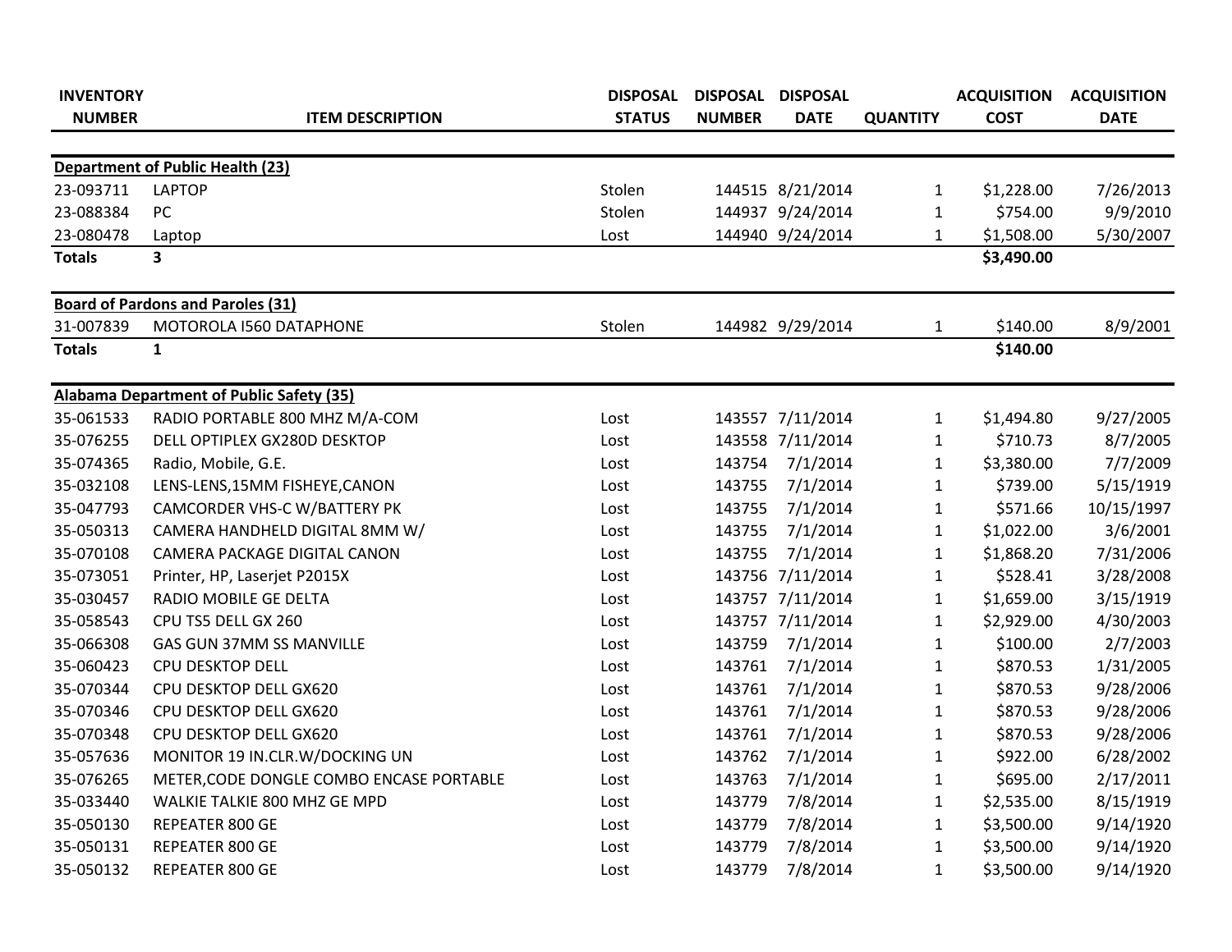| INVENTORY NUMBER | ITEM DESCRIPTION | DISPOSAL STATUS | DISPOSAL NUMBER | DISPOSAL DATE | QUANTITY | ACQUISITION COST | ACQUISITION DATE |
|---|---|---|---|---|---|---|---|
| **Department of Public Health (23)** | | | | | | | |
| 23-093711 | LAPTOP | Stolen | 144515 | 8/21/2014 | 1 | $1,228.00 | 7/26/2013 |
| 23-088384 | PC | Stolen | 144937 | 9/24/2014 | 1 | $754.00 | 9/9/2010 |
| 23-080478 | Laptop | Lost | 144940 | 9/24/2014 | 1 | $1,508.00 | 5/30/2007 |
| **Totals** | **3** | | | | | **$3,490.00** | |
| **Board of Pardons and Paroles (31)** | | | | | | | |
| 31-007839 | MOTOROLA I560 DATAPHONE | Stolen | 144982 | 9/29/2014 | 1 | $140.00 | 8/9/2001 |
| **Totals** | **1** | | | | | **$140.00** | |
| **Alabama Department of Public Safety (35)** | | | | | | | |
| 35-061533 | RADIO PORTABLE 800 MHZ M/A-COM | Lost | 143557 | 7/11/2014 | 1 | $1,494.80 | 9/27/2005 |
| 35-076255 | DELL OPTIPLEX GX280D DESKTOP | Lost | 143558 | 7/11/2014 | 1 | $710.73 | 8/7/2005 |
| 35-074365 | Radio, Mobile, G.E. | Lost | 143754 | 7/1/2014 | 1 | $3,380.00 | 7/7/2009 |
| 35-032108 | LENS-LENS,15MM FISHEYE,CANON | Lost | 143755 | 7/1/2014 | 1 | $739.00 | 5/15/1919 |
| 35-047793 | CAMCORDER VHS-C W/BATTERY PK | Lost | 143755 | 7/1/2014 | 1 | $571.66 | 10/15/1997 |
| 35-050313 | CAMERA HANDHELD DIGITAL 8MM W/ | Lost | 143755 | 7/1/2014 | 1 | $1,022.00 | 3/6/2001 |
| 35-070108 | CAMERA PACKAGE DIGITAL CANON | Lost | 143755 | 7/1/2014 | 1 | $1,868.20 | 7/31/2006 |
| 35-073051 | Printer, HP, Laserjet P2015X | Lost | 143756 | 7/11/2014 | 1 | $528.41 | 3/28/2008 |
| 35-030457 | RADIO MOBILE GE DELTA | Lost | 143757 | 7/11/2014 | 1 | $1,659.00 | 3/15/1919 |
| 35-058543 | CPU TS5 DELL GX 260 | Lost | 143757 | 7/11/2014 | 1 | $2,929.00 | 4/30/2003 |
| 35-066308 | GAS GUN 37MM SS MANVILLE | Lost | 143759 | 7/1/2014 | 1 | $100.00 | 2/7/2003 |
| 35-060423 | CPU DESKTOP DELL | Lost | 143761 | 7/1/2014 | 1 | $870.53 | 1/31/2005 |
| 35-070344 | CPU DESKTOP DELL GX620 | Lost | 143761 | 7/1/2014 | 1 | $870.53 | 9/28/2006 |
| 35-070346 | CPU DESKTOP DELL GX620 | Lost | 143761 | 7/1/2014 | 1 | $870.53 | 9/28/2006 |
| 35-070348 | CPU DESKTOP DELL GX620 | Lost | 143761 | 7/1/2014 | 1 | $870.53 | 9/28/2006 |
| 35-057636 | MONITOR 19 IN.CLR.W/DOCKING UN | Lost | 143762 | 7/1/2014 | 1 | $922.00 | 6/28/2002 |
| 35-076265 | METER,CODE DONGLE COMBO ENCASE PORTABLE | Lost | 143763 | 7/1/2014 | 1 | $695.00 | 2/17/2011 |
| 35-033440 | WALKIE TALKIE 800 MHZ GE MPD | Lost | 143779 | 7/8/2014 | 1 | $2,535.00 | 8/15/1919 |
| 35-050130 | REPEATER 800 GE | Lost | 143779 | 7/8/2014 | 1 | $3,500.00 | 9/14/1920 |
| 35-050131 | REPEATER 800 GE | Lost | 143779 | 7/8/2014 | 1 | $3,500.00 | 9/14/1920 |
| 35-050132 | REPEATER 800 GE | Lost | 143779 | 7/8/2014 | 1 | $3,500.00 | 9/14/1920 |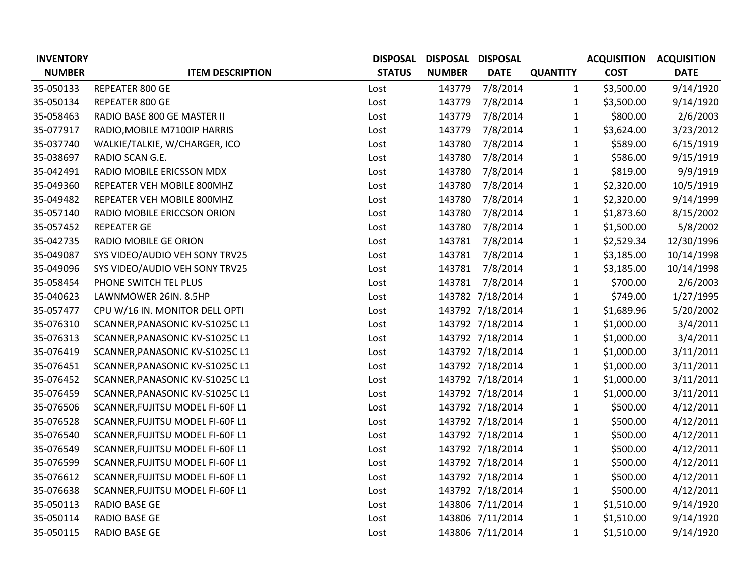| INVENTORY NUMBER | ITEM DESCRIPTION | DISPOSAL STATUS | DISPOSAL NUMBER | DISPOSAL DATE | QUANTITY | ACQUISITION COST | ACQUISITION DATE |
|---|---|---|---|---|---|---|---|
| 35-050133 | REPEATER 800 GE | Lost | 143779 | 7/8/2014 | 1 | $3,500.00 | 9/14/1920 |
| 35-050134 | REPEATER 800 GE | Lost | 143779 | 7/8/2014 | 1 | $3,500.00 | 9/14/1920 |
| 35-058463 | RADIO BASE 800 GE MASTER II | Lost | 143779 | 7/8/2014 | 1 | $800.00 | 2/6/2003 |
| 35-077917 | RADIO,MOBILE M7100IP HARRIS | Lost | 143779 | 7/8/2014 | 1 | $3,624.00 | 3/23/2012 |
| 35-037740 | WALKIE/TALKIE, W/CHARGER, ICO | Lost | 143780 | 7/8/2014 | 1 | $589.00 | 6/15/1919 |
| 35-038697 | RADIO SCAN G.E. | Lost | 143780 | 7/8/2014 | 1 | $586.00 | 9/15/1919 |
| 35-042491 | RADIO MOBILE ERICSSON MDX | Lost | 143780 | 7/8/2014 | 1 | $819.00 | 9/9/1919 |
| 35-049360 | REPEATER VEH MOBILE 800MHZ | Lost | 143780 | 7/8/2014 | 1 | $2,320.00 | 10/5/1919 |
| 35-049482 | REPEATER VEH MOBILE 800MHZ | Lost | 143780 | 7/8/2014 | 1 | $2,320.00 | 9/14/1999 |
| 35-057140 | RADIO MOBILE ERICCSON ORION | Lost | 143780 | 7/8/2014 | 1 | $1,873.60 | 8/15/2002 |
| 35-057452 | REPEATER GE | Lost | 143780 | 7/8/2014 | 1 | $1,500.00 | 5/8/2002 |
| 35-042735 | RADIO MOBILE GE ORION | Lost | 143781 | 7/8/2014 | 1 | $2,529.34 | 12/30/1996 |
| 35-049087 | SYS VIDEO/AUDIO VEH SONY TRV25 | Lost | 143781 | 7/8/2014 | 1 | $3,185.00 | 10/14/1998 |
| 35-049096 | SYS VIDEO/AUDIO VEH SONY TRV25 | Lost | 143781 | 7/8/2014 | 1 | $3,185.00 | 10/14/1998 |
| 35-058454 | PHONE SWITCH TEL PLUS | Lost | 143781 | 7/8/2014 | 1 | $700.00 | 2/6/2003 |
| 35-040623 | LAWNMOWER 26IN. 8.5HP | Lost | 143782 | 7/18/2014 | 1 | $749.00 | 1/27/1995 |
| 35-057477 | CPU W/16 IN. MONITOR DELL OPTI | Lost | 143792 | 7/18/2014 | 1 | $1,689.96 | 5/20/2002 |
| 35-076310 | SCANNER,PANASONIC KV-S1025C L1 | Lost | 143792 | 7/18/2014 | 1 | $1,000.00 | 3/4/2011 |
| 35-076313 | SCANNER,PANASONIC KV-S1025C L1 | Lost | 143792 | 7/18/2014 | 1 | $1,000.00 | 3/4/2011 |
| 35-076419 | SCANNER,PANASONIC KV-S1025C L1 | Lost | 143792 | 7/18/2014 | 1 | $1,000.00 | 3/11/2011 |
| 35-076451 | SCANNER,PANASONIC KV-S1025C L1 | Lost | 143792 | 7/18/2014 | 1 | $1,000.00 | 3/11/2011 |
| 35-076452 | SCANNER,PANASONIC KV-S1025C L1 | Lost | 143792 | 7/18/2014 | 1 | $1,000.00 | 3/11/2011 |
| 35-076459 | SCANNER,PANASONIC KV-S1025C L1 | Lost | 143792 | 7/18/2014 | 1 | $1,000.00 | 3/11/2011 |
| 35-076506 | SCANNER,FUJITSU MODEL FI-60F L1 | Lost | 143792 | 7/18/2014 | 1 | $500.00 | 4/12/2011 |
| 35-076528 | SCANNER,FUJITSU MODEL FI-60F L1 | Lost | 143792 | 7/18/2014 | 1 | $500.00 | 4/12/2011 |
| 35-076540 | SCANNER,FUJITSU MODEL FI-60F L1 | Lost | 143792 | 7/18/2014 | 1 | $500.00 | 4/12/2011 |
| 35-076549 | SCANNER,FUJITSU MODEL FI-60F L1 | Lost | 143792 | 7/18/2014 | 1 | $500.00 | 4/12/2011 |
| 35-076599 | SCANNER,FUJITSU MODEL FI-60F L1 | Lost | 143792 | 7/18/2014 | 1 | $500.00 | 4/12/2011 |
| 35-076612 | SCANNER,FUJITSU MODEL FI-60F L1 | Lost | 143792 | 7/18/2014 | 1 | $500.00 | 4/12/2011 |
| 35-076638 | SCANNER,FUJITSU MODEL FI-60F L1 | Lost | 143792 | 7/18/2014 | 1 | $500.00 | 4/12/2011 |
| 35-050113 | RADIO BASE GE | Lost | 143806 | 7/11/2014 | 1 | $1,510.00 | 9/14/1920 |
| 35-050114 | RADIO BASE GE | Lost | 143806 | 7/11/2014 | 1 | $1,510.00 | 9/14/1920 |
| 35-050115 | RADIO BASE GE | Lost | 143806 | 7/11/2014 | 1 | $1,510.00 | 9/14/1920 |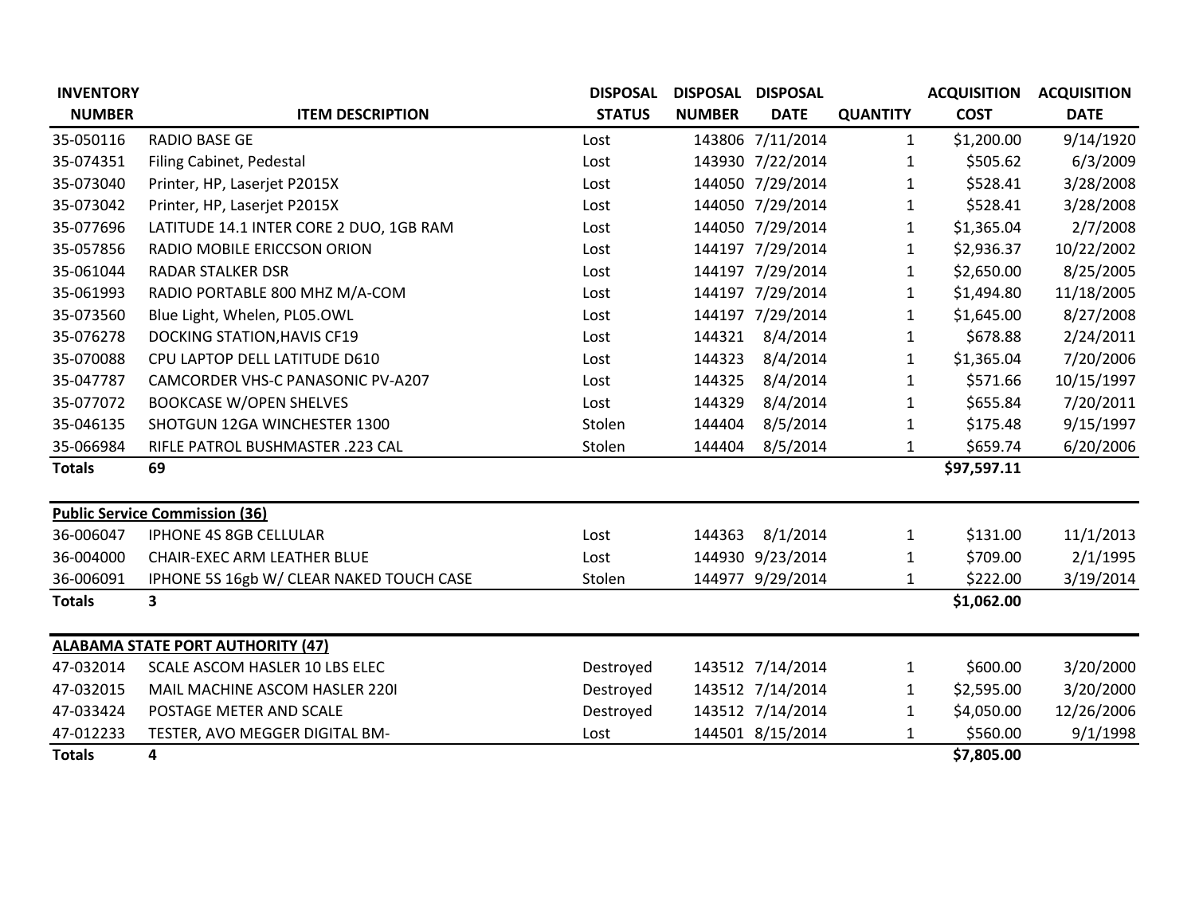| INVENTORY NUMBER | ITEM DESCRIPTION | DISPOSAL STATUS | DISPOSAL NUMBER | DISPOSAL DATE | QUANTITY | ACQUISITION COST | ACQUISITION DATE |
|---|---|---|---|---|---|---|---|
| 35-050116 | RADIO BASE GE | Lost | 143806 | 7/11/2014 | 1 | $1,200.00 | 9/14/1920 |
| 35-074351 | Filing Cabinet, Pedestal | Lost | 143930 | 7/22/2014 | 1 | $505.62 | 6/3/2009 |
| 35-073040 | Printer, HP, Laserjet P2015X | Lost | 144050 | 7/29/2014 | 1 | $528.41 | 3/28/2008 |
| 35-073042 | Printer, HP, Laserjet P2015X | Lost | 144050 | 7/29/2014 | 1 | $528.41 | 3/28/2008 |
| 35-077696 | LATITUDE 14.1 INTER CORE 2 DUO, 1GB RAM | Lost | 144050 | 7/29/2014 | 1 | $1,365.04 | 2/7/2008 |
| 35-057856 | RADIO MOBILE ERICCSON ORION | Lost | 144197 | 7/29/2014 | 1 | $2,936.37 | 10/22/2002 |
| 35-061044 | RADAR STALKER DSR | Lost | 144197 | 7/29/2014 | 1 | $2,650.00 | 8/25/2005 |
| 35-061993 | RADIO PORTABLE 800 MHZ M/A-COM | Lost | 144197 | 7/29/2014 | 1 | $1,494.80 | 11/18/2005 |
| 35-073560 | Blue Light, Whelen, PL05.OWL | Lost | 144197 | 7/29/2014 | 1 | $1,645.00 | 8/27/2008 |
| 35-076278 | DOCKING STATION,HAVIS CF19 | Lost | 144321 | 8/4/2014 | 1 | $678.88 | 2/24/2011 |
| 35-070088 | CPU LAPTOP DELL LATITUDE D610 | Lost | 144323 | 8/4/2014 | 1 | $1,365.04 | 7/20/2006 |
| 35-047787 | CAMCORDER VHS-C PANASONIC PV-A207 | Lost | 144325 | 8/4/2014 | 1 | $571.66 | 10/15/1997 |
| 35-077072 | BOOKCASE W/OPEN SHELVES | Lost | 144329 | 8/4/2014 | 1 | $655.84 | 7/20/2011 |
| 35-046135 | SHOTGUN 12GA WINCHESTER 1300 | Stolen | 144404 | 8/5/2014 | 1 | $175.48 | 9/15/1997 |
| 35-066984 | RIFLE PATROL BUSHMASTER .223 CAL | Stolen | 144404 | 8/5/2014 | 1 | $659.74 | 6/20/2006 |
| **Totals** | **69** | | | | | **$97,597.11** | |

**Public Service Commission (36)**

| INVENTORY NUMBER | ITEM DESCRIPTION | DISPOSAL STATUS | DISPOSAL NUMBER | DISPOSAL DATE | QUANTITY | ACQUISITION COST | ACQUISITION DATE |
|---|---|---|---|---|---|---|---|
| 36-006047 | IPHONE 4S 8GB CELLULAR | Lost | 144363 | 8/1/2014 | 1 | $131.00 | 11/1/2013 |
| 36-004000 | CHAIR-EXEC ARM LEATHER BLUE | Lost | 144930 | 9/23/2014 | 1 | $709.00 | 2/1/1995 |
| 36-006091 | IPHONE 5S 16gb W/ CLEAR NAKED TOUCH CASE | Stolen | 144977 | 9/29/2014 | 1 | $222.00 | 3/19/2014 |
| **Totals** | **3** | | | | | **$1,062.00** | |

**ALABAMA STATE PORT AUTHORITY (47)**

| INVENTORY NUMBER | ITEM DESCRIPTION | DISPOSAL STATUS | DISPOSAL NUMBER | DISPOSAL DATE | QUANTITY | ACQUISITION COST | ACQUISITION DATE |
|---|---|---|---|---|---|---|---|
| 47-032014 | SCALE ASCOM HASLER 10 LBS ELEC | Destroyed | 143512 | 7/14/2014 | 1 | $600.00 | 3/20/2000 |
| 47-032015 | MAIL MACHINE ASCOM HASLER 220I | Destroyed | 143512 | 7/14/2014 | 1 | $2,595.00 | 3/20/2000 |
| 47-033424 | POSTAGE METER AND SCALE | Destroyed | 143512 | 7/14/2014 | 1 | $4,050.00 | 12/26/2006 |
| 47-012233 | TESTER, AVO MEGGER DIGITAL BM- | Lost | 144501 | 8/15/2014 | 1 | $560.00 | 9/1/1998 |
| **Totals** | **4** | | | | | **$7,805.00** | |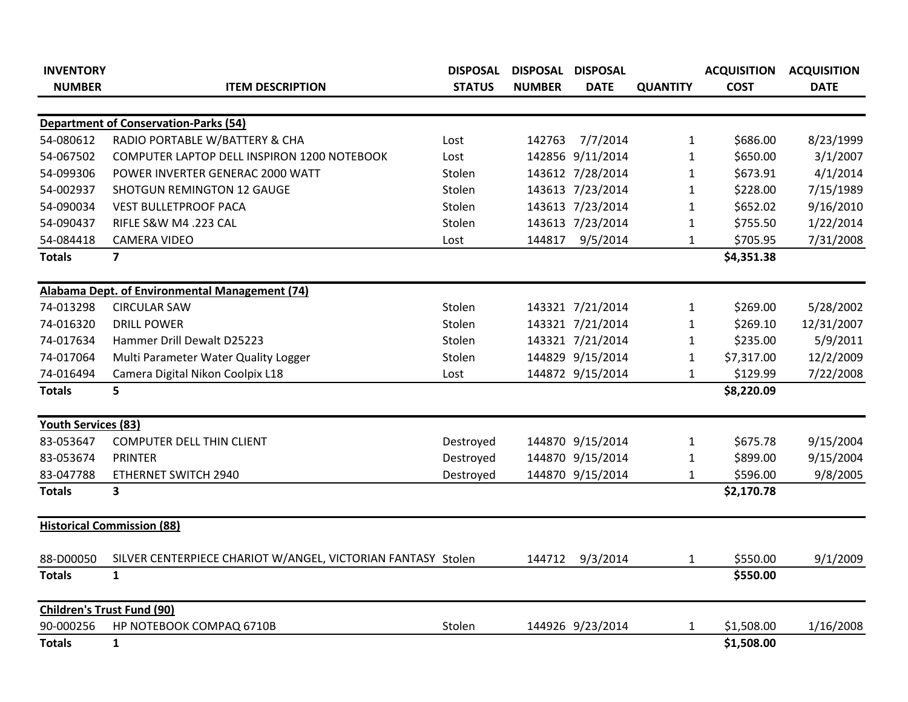| INVENTORY NUMBER | ITEM DESCRIPTION | DISPOSAL STATUS | DISPOSAL NUMBER | DISPOSAL DATE | QUANTITY | ACQUISITION COST | ACQUISITION DATE |
|---|---|---|---|---|---|---|---|
| **Department of Conservation-Parks (54)** | | | | | | | |
| 54-080612 | RADIO PORTABLE W/BATTERY & CHA | Lost | 142763 | 7/7/2014 | 1 | $686.00 | 8/23/1999 |
| 54-067502 | COMPUTER LAPTOP DELL INSPIRON 1200 NOTEBOOK | Lost | 142856 | 9/11/2014 | 1 | $650.00 | 3/1/2007 |
| 54-099306 | POWER INVERTER GENERAC 2000 WATT | Stolen | 143612 | 7/28/2014 | 1 | $673.91 | 4/1/2014 |
| 54-002937 | SHOTGUN REMINGTON 12 GAUGE | Stolen | 143613 | 7/23/2014 | 1 | $228.00 | 7/15/1989 |
| 54-090034 | VEST BULLETPROOF PACA | Stolen | 143613 | 7/23/2014 | 1 | $652.02 | 9/16/2010 |
| 54-090437 | RIFLE S&W M4 .223 CAL | Stolen | 143613 | 7/23/2014 | 1 | $755.50 | 1/22/2014 |
| 54-084418 | CAMERA VIDEO | Lost | 144817 | 9/5/2014 | 1 | $705.95 | 7/31/2008 |
| **Totals** | **7** | | | | | **$4,351.38** | |
| **Alabama Dept. of Environmental Management (74)** | | | | | | | |
| 74-013298 | CIRCULAR SAW | Stolen | 143321 | 7/21/2014 | 1 | $269.00 | 5/28/2002 |
| 74-016320 | DRILL POWER | Stolen | 143321 | 7/21/2014 | 1 | $269.10 | 12/31/2007 |
| 74-017634 | Hammer Drill Dewalt D25223 | Stolen | 143321 | 7/21/2014 | 1 | $235.00 | 5/9/2011 |
| 74-017064 | Multi Parameter Water Quality Logger | Stolen | 144829 | 9/15/2014 | 1 | $7,317.00 | 12/2/2009 |
| 74-016494 | Camera Digital Nikon Coolpix L18 | Lost | 144872 | 9/15/2014 | 1 | $129.99 | 7/22/2008 |
| **Totals** | **5** | | | | | **$8,220.09** | |
| **Youth Services (83)** | | | | | | | |
| 83-053647 | COMPUTER DELL THIN CLIENT | Destroyed | 144870 | 9/15/2014 | 1 | $675.78 | 9/15/2004 |
| 83-053674 | PRINTER | Destroyed | 144870 | 9/15/2014 | 1 | $899.00 | 9/15/2004 |
| 83-047788 | ETHERNET SWITCH 2940 | Destroyed | 144870 | 9/15/2014 | 1 | $596.00 | 9/8/2005 |
| **Totals** | **3** | | | | | **$2,170.78** | |
| **Historical Commission (88)** | | | | | | | |
| 88-D00050 | SILVER CENTERPIECE CHARIOT W/ANGEL, VICTORIAN FANTASY | Stolen | 144712 | 9/3/2014 | 1 | $550.00 | 9/1/2009 |
| **Totals** | **1** | | | | | **$550.00** | |
| **Children's Trust Fund (90)** | | | | | | | |
| 90-000256 | HP NOTEBOOK COMPAQ 6710B | Stolen | 144926 | 9/23/2014 | 1 | $1,508.00 | 1/16/2008 |
| **Totals** | **1** | | | | | **$1,508.00** | |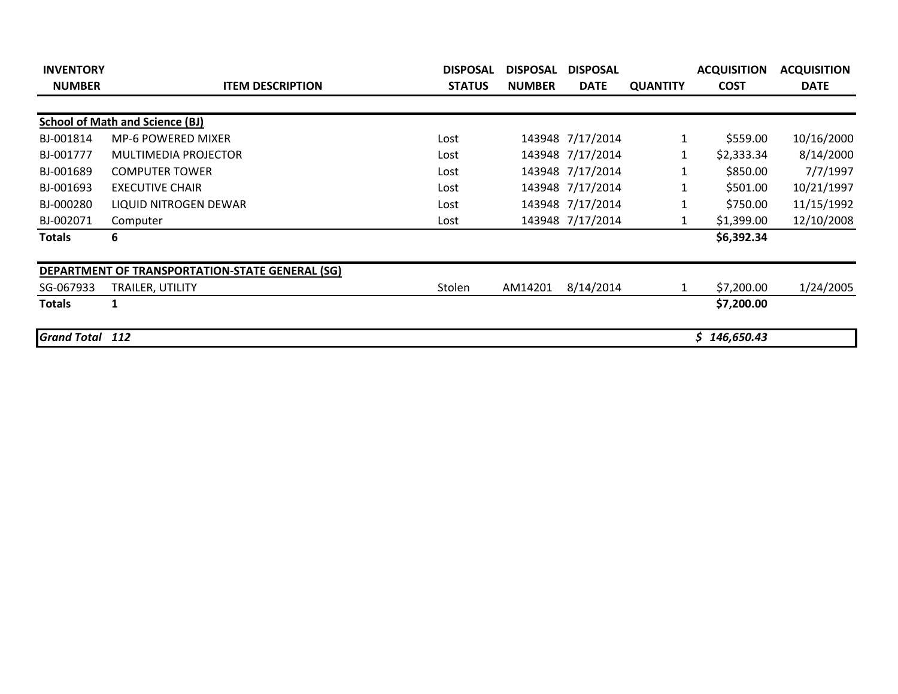| INVENTORY NUMBER | ITEM DESCRIPTION | DISPOSAL STATUS | DISPOSAL NUMBER | DISPOSAL DATE | QUANTITY | ACQUISITION COST | ACQUISITION DATE |
|---|---|---|---|---|---|---|---|
| **School of Math and Science (BJ)** | | | | | | | |
| BJ-001814 | MP-6 POWERED MIXER | Lost | 143948 | 7/17/2014 | 1 | $559.00 | 10/16/2000 |
| BJ-001777 | MULTIMEDIA PROJECTOR | Lost | 143948 | 7/17/2014 | 1 | $2,333.34 | 8/14/2000 |
| BJ-001689 | COMPUTER TOWER | Lost | 143948 | 7/17/2014 | 1 | $850.00 | 7/7/1997 |
| BJ-001693 | EXECUTIVE CHAIR | Lost | 143948 | 7/17/2014 | 1 | $501.00 | 10/21/1997 |
| BJ-000280 | LIQUID NITROGEN DEWAR | Lost | 143948 | 7/17/2014 | 1 | $750.00 | 11/15/1992 |
| BJ-002071 | Computer | Lost | 143948 | 7/17/2014 | 1 | $1,399.00 | 12/10/2008 |
| **Totals** | **6** | | | | | **$6,392.34** | |
| **DEPARTMENT OF TRANSPORTATION-STATE GENERAL (SG)** | | | | | | | |
| SG-067933 | TRAILER, UTILITY | Stolen | AM14201 | 8/14/2014 | 1 | $7,200.00 | 1/24/2005 |
| **Totals** | **1** | | | | | **$7,200.00** | |
| ***Grand Total*** | ***112*** | | | | | ***$ 146,650.43*** | |